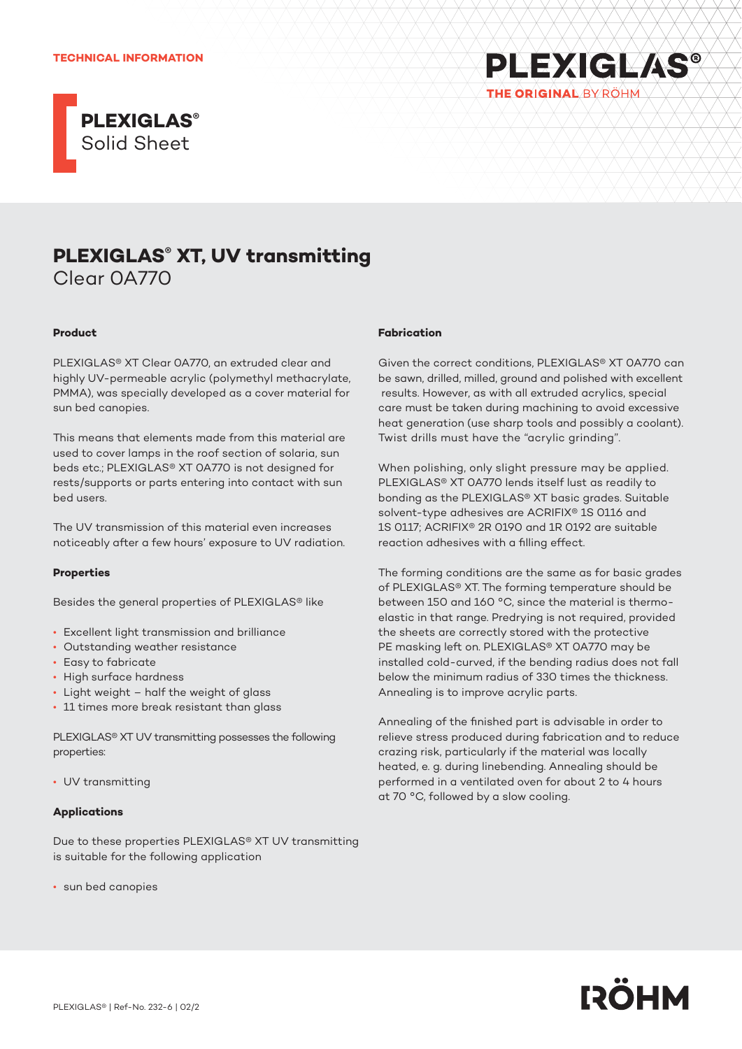TECHNICAL INFORMATION

**PLEXIGLAS®**
Solid Sheet

# PLEXIGLAS® XT, UV transmitting
Clear 0A770

## Product

PLEXIGLAS® XT Clear 0A770, an extruded clear and highly UV-permeable acrylic (polymethyl methacrylate, PMMA), was specially developed as a cover material for sun bed canopies.

This means that elements made from this material are used to cover lamps in the roof section of solaria, sun beds etc.; PLEXIGLAS® XT 0A770 is not designed for rests/supports or parts entering into contact with sun bed users.

The UV transmission of this material even increases noticeably after a few hours' exposure to UV radiation.

## Properties

Besides the general properties of PLEXIGLAS® like

- Excellent light transmission and brilliance
- Outstanding weather resistance
- Easy to fabricate
- High surface hardness
- Light weight – half the weight of glass
- 11 times more break resistant than glass

PLEXIGLAS® XT UV transmitting possesses the following properties:

- UV transmitting

## Applications

Due to these properties PLEXIGLAS® XT UV transmitting is suitable for the following application

- sun bed canopies

## Fabrication

Given the correct conditions, PLEXIGLAS® XT 0A770 can be sawn, drilled, milled, ground and polished with excellent results. However, as with all extruded acrylics, special care must be taken during machining to avoid excessive heat generation (use sharp tools and possibly a coolant). Twist drills must have the "acrylic grinding".

When polishing, only slight pressure may be applied. PLEXIGLAS® XT 0A770 lends itself lust as readily to bonding as the PLEXIGLAS® XT basic grades. Suitable solvent-type adhesives are ACRIFIX® 1S 0116 and 1S 0117; ACRIFIX® 2R 0190 and 1R 0192 are suitable reaction adhesives with a filling effect.

The forming conditions are the same as for basic grades of PLEXIGLAS® XT. The forming temperature should be between 150 and 160 °C, since the material is thermo-elastic in that range. Predrying is not required, provided the sheets are correctly stored with the protective PE masking left on. PLEXIGLAS® XT 0A770 may be installed cold-curved, if the bending radius does not fall below the minimum radius of 330 times the thickness. Annealing is to improve acrylic parts.

Annealing of the finished part is advisable in order to relieve stress produced during fabrication and to reduce crazing risk, particularly if the material was locally heated, e. g. during linebending. Annealing should be performed in a ventilated oven for about 2 to 4 hours at 70 °C, followed by a slow cooling.

PLEXIGLAS® | Ref-No. 232-6 | 02/2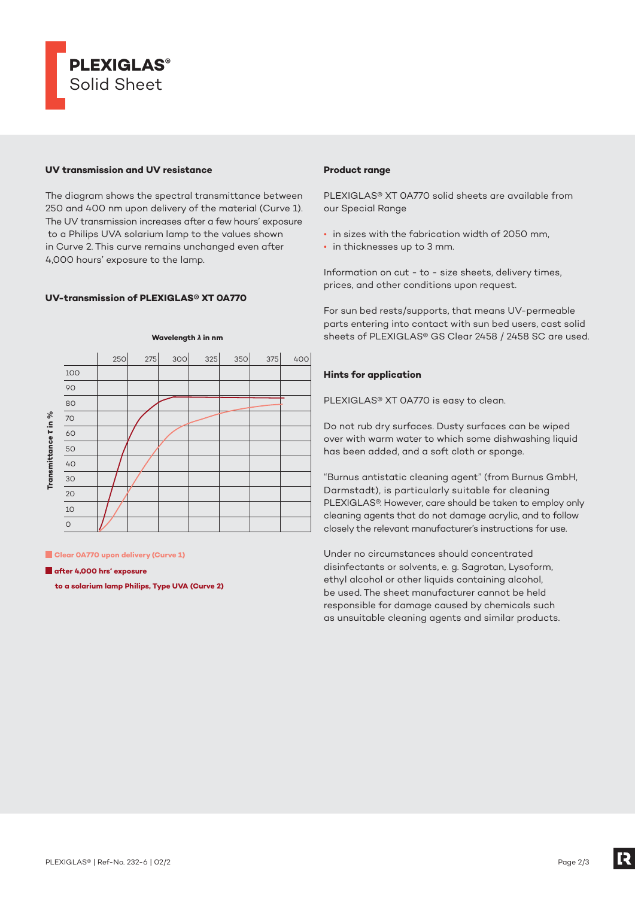# PLEXIGLAS® Solid Sheet

### UV transmission and UV resistance

The diagram shows the spectral transmittance between 250 and 400 nm upon delivery of the material (Curve 1). The UV transmission increases after a few hours' exposure to a Philips UVA solarium lamp to the values shown in Curve 2. This curve remains unchanged even after 4,000 hours' exposure to the lamp.

### UV-transmission of PLEXIGLAS® XT 0A770

Wavelength λ in nm

Transmittance T in %

Clear 0A770 upon delivery (Curve 1)

after 4,000 hrs' exposure to a solarium lamp Philips, Type UVA (Curve 2)

### Product range

PLEXIGLAS® XT 0A770 solid sheets are available from our Special Range

- in sizes with the fabrication width of 2050 mm,
- in thicknesses up to 3 mm.

Information on cut - to - size sheets, delivery times, prices, and other conditions upon request.

For sun bed rests/supports, that means UV-permeable parts entering into contact with sun bed users, cast solid sheets of PLEXIGLAS® GS Clear 2458 / 2458 SC are used.

### Hints for application

PLEXIGLAS® XT 0A770 is easy to clean.

Do not rub dry surfaces. Dusty surfaces can be wiped over with warm water to which some dishwashing liquid has been added, and a soft cloth or sponge.

"Burnus antistatic cleaning agent" (from Burnus GmbH, Darmstadt), is particularly suitable for cleaning PLEXIGLAS®. However, care should be taken to employ only cleaning agents that do not damage acrylic, and to follow closely the relevant manufacturer's instructions for use.

Under no circumstances should concentrated disinfectants or solvents, e. g. Sagrotan, Lysoform, ethyl alcohol or other liquids containing alcohol, be used. The sheet manufacturer cannot be held responsible for damage caused by chemicals such as unsuitable cleaning agents and similar products.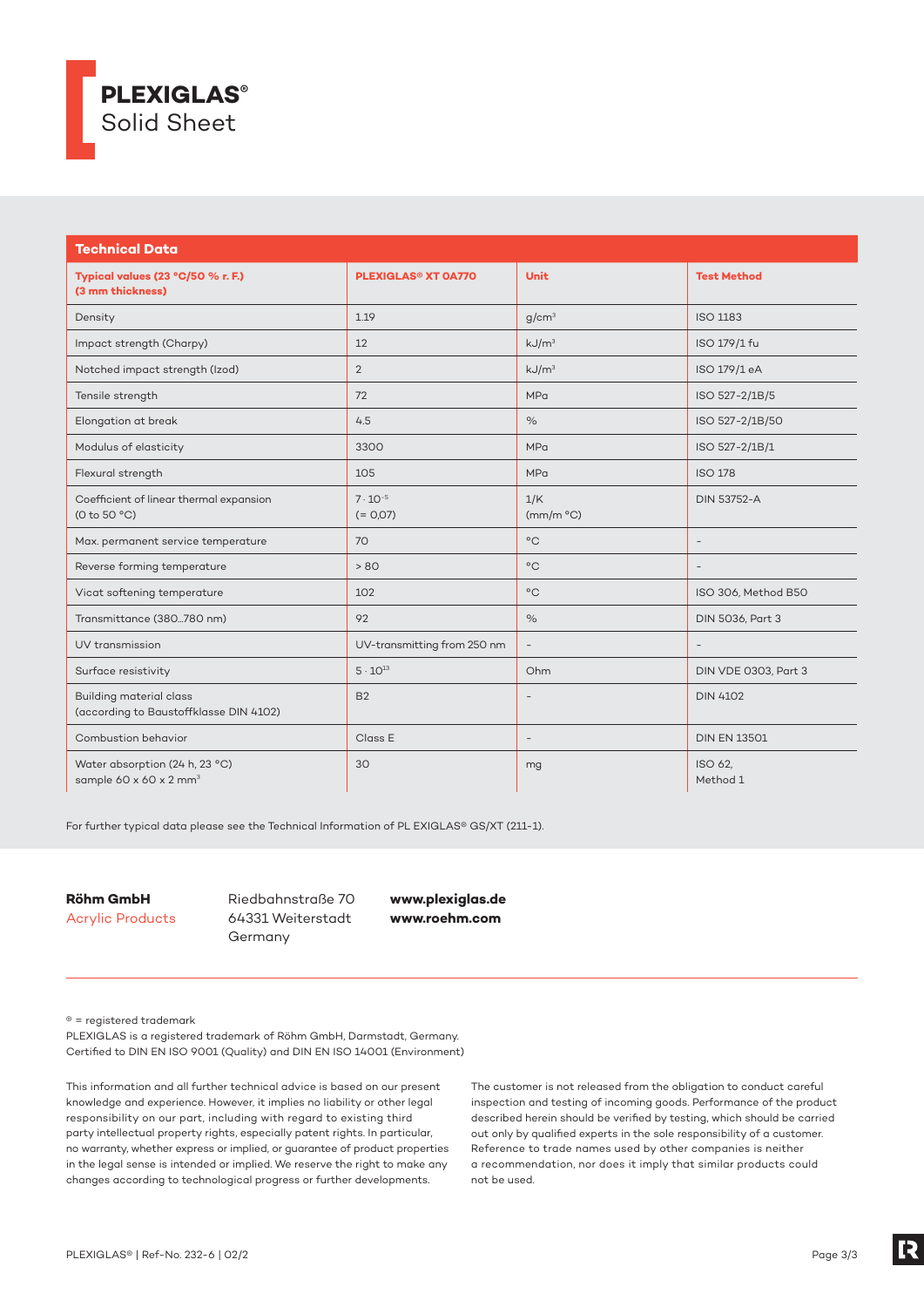# PLEXIGLAS®
Solid Sheet

## Technical Data

| Typical values (23 °C/50 % r. F.) (3 mm thickness) | PLEXIGLAS® XT 0A770 | Unit | Test Method |
|---|---|---|---|
| Density | 1.19 | g/cm³ | ISO 1183 |
| Impact strength (Charpy) | 12 | kJ/m³ | ISO 179/1 fu |
| Notched impact strength (Izod) | 2 | kJ/m³ | ISO 179/1 eA |
| Tensile strength | 72 | MPa | ISO 527-2/1B/5 |
| Elongation at break | 4.5 | % | ISO 527-2/1B/50 |
| Modulus of elasticity | 3300 | MPa | ISO 527-2/1B/1 |
| Flexural strength | 105 | MPa | ISO 178 |
| Coefficient of linear thermal expansion (0 to 50 °C) | $7 \cdot 10^{-5}$ (= 0,07) | 1/K (mm/m °C) | DIN 53752-A |
| Max. permanent service temperature | 70 | °C | - |
| Reverse forming temperature | > 80 | °C | - |
| Vicat softening temperature | 102 | °C | ISO 306, Method B50 |
| Transmittance (380…780 nm) | 92 | % | DIN 5036, Part 3 |
| UV transmission | UV-transmitting from 250 nm | - | - |
| Surface resistivity | $5 \cdot 10^{13}$ | Ohm | DIN VDE 0303, Part 3 |
| Building material class (according to Baustoffklasse DIN 4102) | B2 | - | DIN 4102 |
| Combustion behavior | Class E | - | DIN EN 13501 |
| Water absorption (24 h, 23 °C) sample 60 x 60 x 2 mm³ | 30 | mg | ISO 62, Method 1 |

For further typical data please see the Technical Information of PL EXIGLAS® GS/XT (211-1).

**Röhm GmbH**
Acrylic Products

Riedbahnstraße 70
64331 Weiterstadt
Germany

**www.plexiglas.de**
**www.roehm.com**

® = registered trademark
PLEXIGLAS is a registered trademark of Röhm GmbH, Darmstadt, Germany.
Certified to DIN EN ISO 9001 (Quality) and DIN EN ISO 14001 (Environment)

This information and all further technical advice is based on our present knowledge and experience. However, it implies no liability or other legal responsibility on our part, including with regard to existing third party intellectual property rights, especially patent rights. In particular, no warranty, whether express or implied, or guarantee of product properties in the legal sense is intended or implied. We reserve the right to make any changes according to technological progress or further developments.

The customer is not released from the obligation to conduct careful inspection and testing of incoming goods. Performance of the product described herein should be verified by testing, which should be carried out only by qualified experts in the sole responsibility of a customer. Reference to trade names used by other companies is neither a recommendation, nor does it imply that similar products could not be used.

PLEXIGLAS® | Ref-No. 232-6 | 02/2